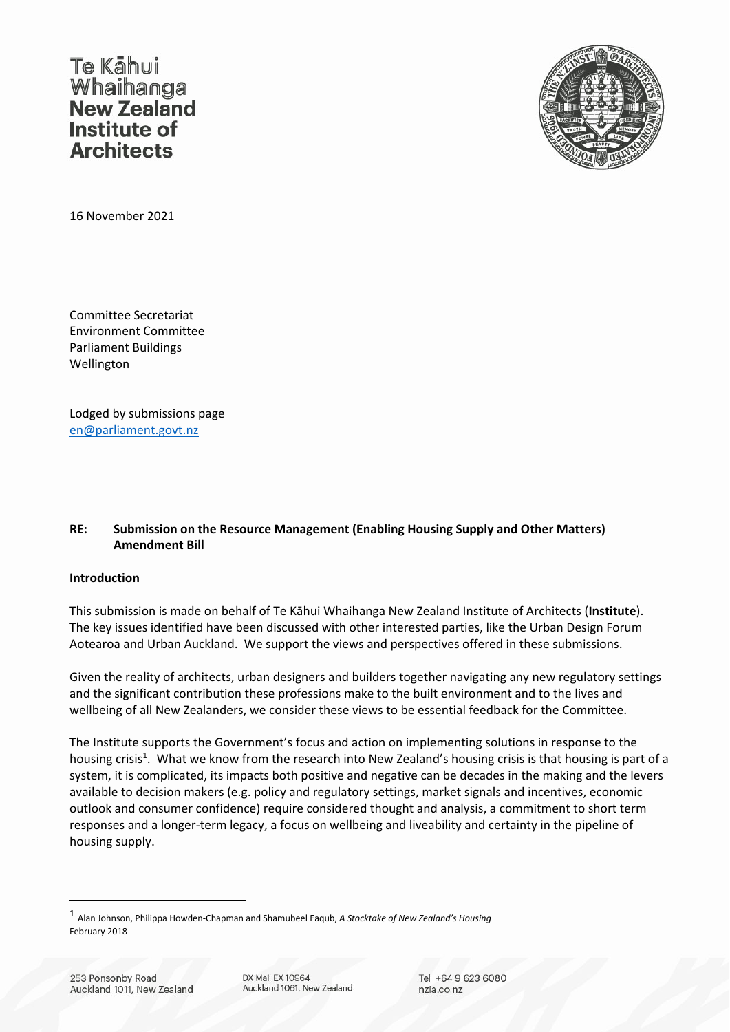Te Kāhui Whaihanga **New Zealand Institute of Architects**

16 November 2021

Committee Secretariat
Environment Committee
Parliament Buildings
Wellington

Lodged by submissions page
en@parliament.govt.nz

**RE: Submission on the Resource Management (Enabling Housing Supply and Other Matters) Amendment Bill**

**Introduction**

This submission is made on behalf of Te Kāhui Whaihanga New Zealand Institute of Architects (**Institute**). The key issues identified have been discussed with other interested parties, like the Urban Design Forum Aotearoa and Urban Auckland. We support the views and perspectives offered in these submissions.

Given the reality of architects, urban designers and builders together navigating any new regulatory settings and the significant contribution these professions make to the built environment and to the lives and wellbeing of all New Zealanders, we consider these views to be essential feedback for the Committee.

The Institute supports the Government's focus and action on implementing solutions in response to the housing crisis[1]. What we know from the research into New Zealand's housing crisis is that housing is part of a system, it is complicated, its impacts both positive and negative can be decades in the making and the levers available to decision makers (e.g. policy and regulatory settings, market signals and incentives, economic outlook and consumer confidence) require considered thought and analysis, a commitment to short term responses and a longer-term legacy, a focus on wellbeing and liveability and certainty in the pipeline of housing supply.

[1] Alan Johnson, Philippa Howden-Chapman and Shamubeel Eaqub, *A Stocktake of New Zealand's Housing* February 2018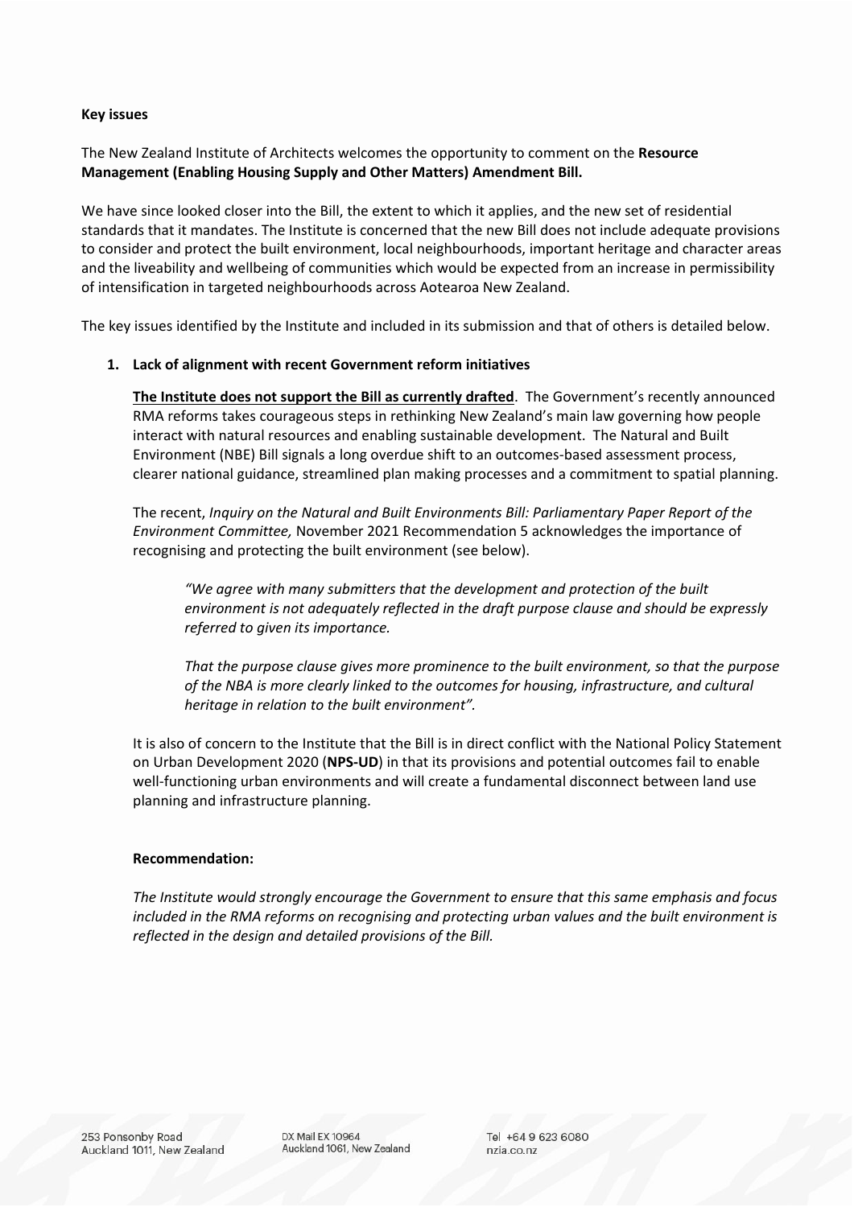**Key issues**

The New Zealand Institute of Architects welcomes the opportunity to comment on the **Resource Management (Enabling Housing Supply and Other Matters) Amendment Bill.**

We have since looked closer into the Bill, the extent to which it applies, and the new set of residential standards that it mandates. The Institute is concerned that the new Bill does not include adequate provisions to consider and protect the built environment, local neighbourhoods, important heritage and character areas and the liveability and wellbeing of communities which would be expected from an increase in permissibility of intensification in targeted neighbourhoods across Aotearoa New Zealand.

The key issues identified by the Institute and included in its submission and that of others is detailed below.

1. **Lack of alignment with recent Government reform initiatives**

   **<u>The Institute does not support the Bill as currently drafted</u>**. The Government's recently announced RMA reforms takes courageous steps in rethinking New Zealand's main law governing how people interact with natural resources and enabling sustainable development. The Natural and Built Environment (NBE) Bill signals a long overdue shift to an outcomes-based assessment process, clearer national guidance, streamlined plan making processes and a commitment to spatial planning.

   The recent, *Inquiry on the Natural and Built Environments Bill: Parliamentary Paper Report of the Environment Committee,* November 2021 Recommendation 5 acknowledges the importance of recognising and protecting the built environment (see below).

   > *"We agree with many submitters that the development and protection of the built environment is not adequately reflected in the draft purpose clause and should be expressly referred to given its importance.*
   >
   > *That the purpose clause gives more prominence to the built environment, so that the purpose of the NBA is more clearly linked to the outcomes for housing, infrastructure, and cultural heritage in relation to the built environment".*

   It is also of concern to the Institute that the Bill is in direct conflict with the National Policy Statement on Urban Development 2020 (**NPS-UD**) in that its provisions and potential outcomes fail to enable well-functioning urban environments and will create a fundamental disconnect between land use planning and infrastructure planning.

   **Recommendation:**

   *The Institute would strongly encourage the Government to ensure that this same emphasis and focus included in the RMA reforms on recognising and protecting urban values and the built environment is reflected in the design and detailed provisions of the Bill.*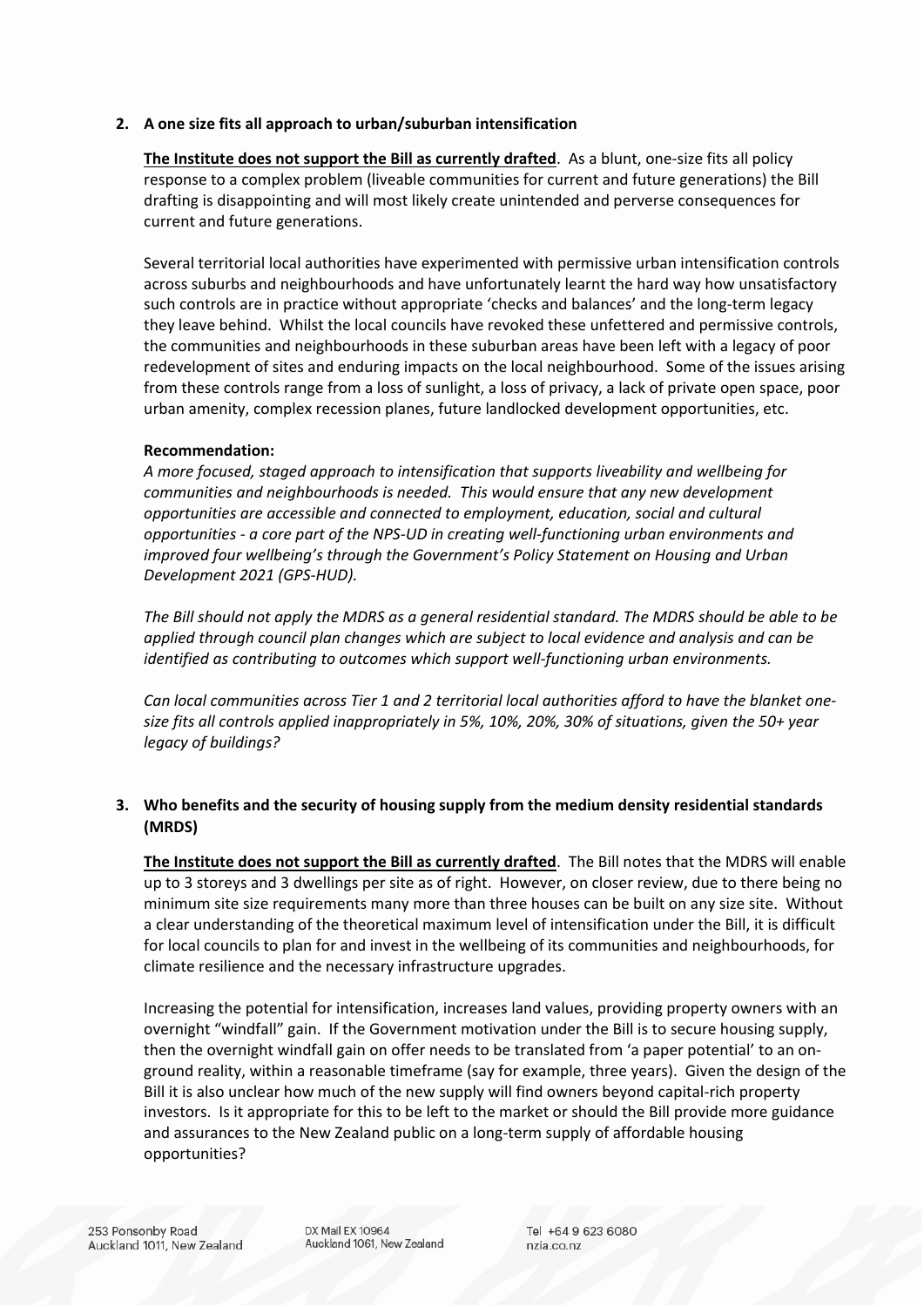**2. A one size fits all approach to urban/suburban intensification**

**<u>The Institute does not support the Bill as currently drafted</u>**. As a blunt, one-size fits all policy response to a complex problem (liveable communities for current and future generations) the Bill drafting is disappointing and will most likely create unintended and perverse consequences for current and future generations.

Several territorial local authorities have experimented with permissive urban intensification controls across suburbs and neighbourhoods and have unfortunately learnt the hard way how unsatisfactory such controls are in practice without appropriate 'checks and balances' and the long-term legacy they leave behind. Whilst the local councils have revoked these unfettered and permissive controls, the communities and neighbourhoods in these suburban areas have been left with a legacy of poor redevelopment of sites and enduring impacts on the local neighbourhood. Some of the issues arising from these controls range from a loss of sunlight, a loss of privacy, a lack of private open space, poor urban amenity, complex recession planes, future landlocked development opportunities, etc.

**Recommendation:**

*A more focused, staged approach to intensification that supports liveability and wellbeing for communities and neighbourhoods is needed. This would ensure that any new development opportunities are accessible and connected to employment, education, social and cultural opportunities - a core part of the NPS-UD in creating well-functioning urban environments and improved four wellbeing's through the Government's Policy Statement on Housing and Urban Development 2021 (GPS-HUD).*

*The Bill should not apply the MDRS as a general residential standard. The MDRS should be able to be applied through council plan changes which are subject to local evidence and analysis and can be identified as contributing to outcomes which support well-functioning urban environments.*

*Can local communities across Tier 1 and 2 territorial local authorities afford to have the blanket one-size fits all controls applied inappropriately in 5%, 10%, 20%, 30% of situations, given the 50+ year legacy of buildings?*

**3. Who benefits and the security of housing supply from the medium density residential standards (MRDS)**

**<u>The Institute does not support the Bill as currently drafted</u>**. The Bill notes that the MDRS will enable up to 3 storeys and 3 dwellings per site as of right. However, on closer review, due to there being no minimum site size requirements many more than three houses can be built on any size site. Without a clear understanding of the theoretical maximum level of intensification under the Bill, it is difficult for local councils to plan for and invest in the wellbeing of its communities and neighbourhoods, for climate resilience and the necessary infrastructure upgrades.

Increasing the potential for intensification, increases land values, providing property owners with an overnight "windfall" gain. If the Government motivation under the Bill is to secure housing supply, then the overnight windfall gain on offer needs to be translated from 'a paper potential' to an on-ground reality, within a reasonable timeframe (say for example, three years). Given the design of the Bill it is also unclear how much of the new supply will find owners beyond capital-rich property investors. Is it appropriate for this to be left to the market or should the Bill provide more guidance and assurances to the New Zealand public on a long-term supply of affordable housing opportunities?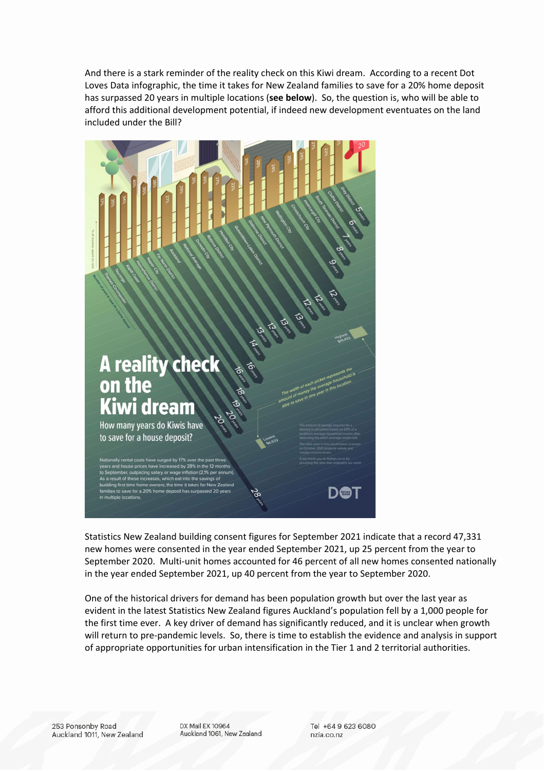And there is a stark reminder of the reality check on this Kiwi dream. According to a recent Dot Loves Data infographic, the time it takes for New Zealand families to save for a 20% home deposit has surpassed 20 years in multiple locations (**see below**). So, the question is, who will be able to afford this additional development potential, if indeed new development eventuates on the land included under the Bill?

Statistics New Zealand building consent figures for September 2021 indicate that a record 47,331 new homes were consented in the year ended September 2021, up 25 percent from the year to September 2020. Multi-unit homes accounted for 46 percent of all new homes consented nationally in the year ended September 2021, up 40 percent from the year to September 2020.

One of the historical drivers for demand has been population growth but over the last year as evident in the latest Statistics New Zealand figures Auckland's population fell by a 1,000 people for the first time ever. A key driver of demand has significantly reduced, and it is unclear when growth will return to pre-pandemic levels. So, there is time to establish the evidence and analysis in support of appropriate opportunities for urban intensification in the Tier 1 and 2 territorial authorities.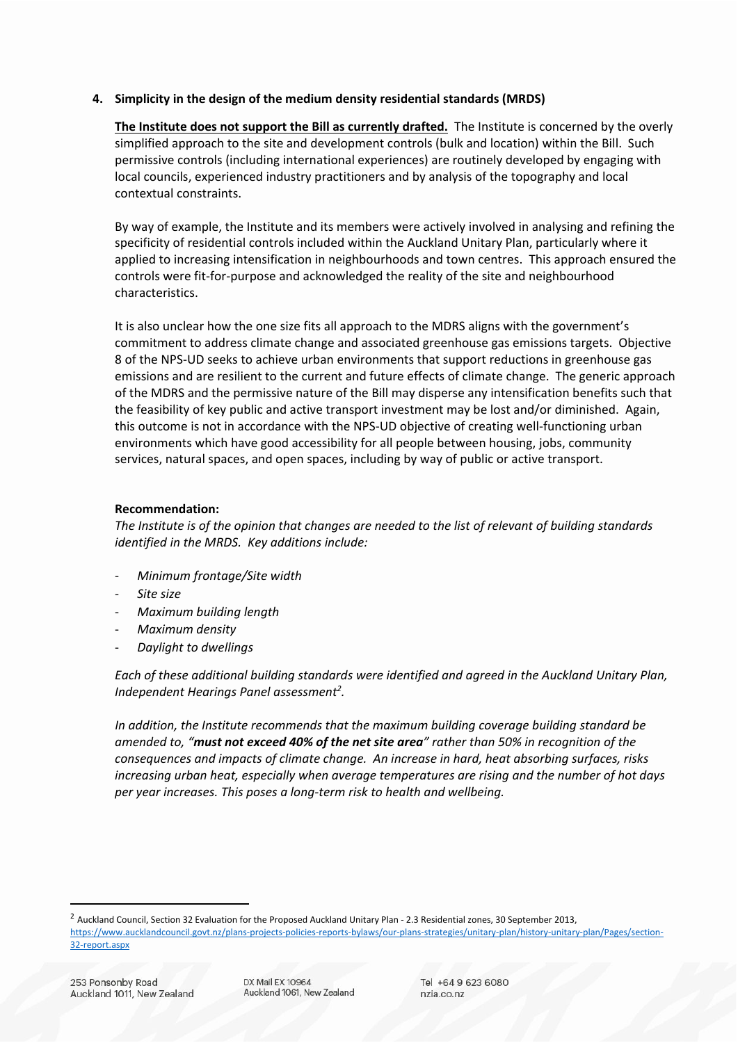## 4. Simplicity in the design of the medium density residential standards (MRDS)

**<u>The Institute does not support the Bill as currently drafted.</u>** The Institute is concerned by the overly simplified approach to the site and development controls (bulk and location) within the Bill. Such permissive controls (including international experiences) are routinely developed by engaging with local councils, experienced industry practitioners and by analysis of the topography and local contextual constraints.

By way of example, the Institute and its members were actively involved in analysing and refining the specificity of residential controls included within the Auckland Unitary Plan, particularly where it applied to increasing intensification in neighbourhoods and town centres. This approach ensured the controls were fit-for-purpose and acknowledged the reality of the site and neighbourhood characteristics.

It is also unclear how the one size fits all approach to the MDRS aligns with the government's commitment to address climate change and associated greenhouse gas emissions targets. Objective 8 of the NPS-UD seeks to achieve urban environments that support reductions in greenhouse gas emissions and are resilient to the current and future effects of climate change. The generic approach of the MDRS and the permissive nature of the Bill may disperse any intensification benefits such that the feasibility of key public and active transport investment may be lost and/or diminished. Again, this outcome is not in accordance with the NPS-UD objective of creating well-functioning urban environments which have good accessibility for all people between housing, jobs, community services, natural spaces, and open spaces, including by way of public or active transport.

**Recommendation:**

*The Institute is of the opinion that changes are needed to the list of relevant of building standards identified in the MRDS. Key additions include:*

- *Minimum frontage/Site width*
- *Site size*
- *Maximum building length*
- *Maximum density*
- *Daylight to dwellings*

*Each of these additional building standards were identified and agreed in the Auckland Unitary Plan, Independent Hearings Panel assessment[2].*

*In addition, the Institute recommends that the maximum building coverage building standard be amended to, "**must not exceed 40% of the net site area**" rather than 50% in recognition of the consequences and impacts of climate change. An increase in hard, heat absorbing surfaces, risks increasing urban heat, especially when average temperatures are rising and the number of hot days per year increases. This poses a long-term risk to health and wellbeing.*

---

[2] Auckland Council, Section 32 Evaluation for the Proposed Auckland Unitary Plan - 2.3 Residential zones, 30 September 2013, https://www.aucklandcouncil.govt.nz/plans-projects-policies-reports-bylaws/our-plans-strategies/unitary-plan/history-unitary-plan/Pages/section-32-report.aspx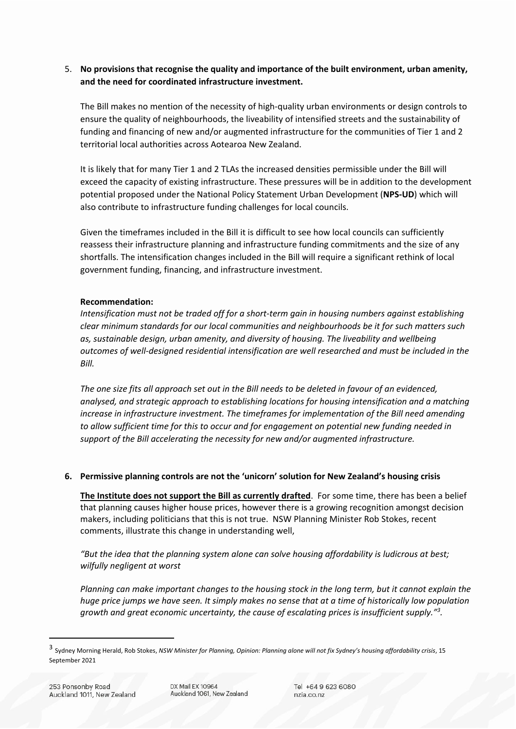5. **No provisions that recognise the quality and importance of the built environment, urban amenity, and the need for coordinated infrastructure investment.**

   The Bill makes no mention of the necessity of high-quality urban environments or design controls to ensure the quality of neighbourhoods, the liveability of intensified streets and the sustainability of funding and financing of new and/or augmented infrastructure for the communities of Tier 1 and 2 territorial local authorities across Aotearoa New Zealand.

   It is likely that for many Tier 1 and 2 TLAs the increased densities permissible under the Bill will exceed the capacity of existing infrastructure. These pressures will be in addition to the development potential proposed under the National Policy Statement Urban Development (**NPS-UD**) which will also contribute to infrastructure funding challenges for local councils.

   Given the timeframes included in the Bill it is difficult to see how local councils can sufficiently reassess their infrastructure planning and infrastructure funding commitments and the size of any shortfalls. The intensification changes included in the Bill will require a significant rethink of local government funding, financing, and infrastructure investment.

   **Recommendation:**

   *Intensification must not be traded off for a short-term gain in housing numbers against establishing clear minimum standards for our local communities and neighbourhoods be it for such matters such as, sustainable design, urban amenity, and diversity of housing. The liveability and wellbeing outcomes of well-designed residential intensification are well researched and must be included in the Bill.*

   *The one size fits all approach set out in the Bill needs to be deleted in favour of an evidenced, analysed, and strategic approach to establishing locations for housing intensification and a matching increase in infrastructure investment. The timeframes for implementation of the Bill need amending to allow sufficient time for this to occur and for engagement on potential new funding needed in support of the Bill accelerating the necessity for new and/or augmented infrastructure.*

6. **Permissive planning controls are not the 'unicorn' solution for New Zealand's housing crisis**

   **<u>The Institute does not support the Bill as currently drafted</u>**. For some time, there has been a belief that planning causes higher house prices, however there is a growing recognition amongst decision makers, including politicians that this is not true. NSW Planning Minister Rob Stokes, recent comments, illustrate this change in understanding well,

   *"But the idea that the planning system alone can solve housing affordability is ludicrous at best; wilfully negligent at worst*

   *Planning can make important changes to the housing stock in the long term, but it cannot explain the huge price jumps we have seen. It simply makes no sense that at a time of historically low population growth and great economic uncertainty, the cause of escalating prices is insufficient supply."*[3].

---

[3] Sydney Morning Herald, Rob Stokes, *NSW Minister for Planning, Opinion: Planning alone will not fix Sydney's housing affordability crisis*, 15 September 2021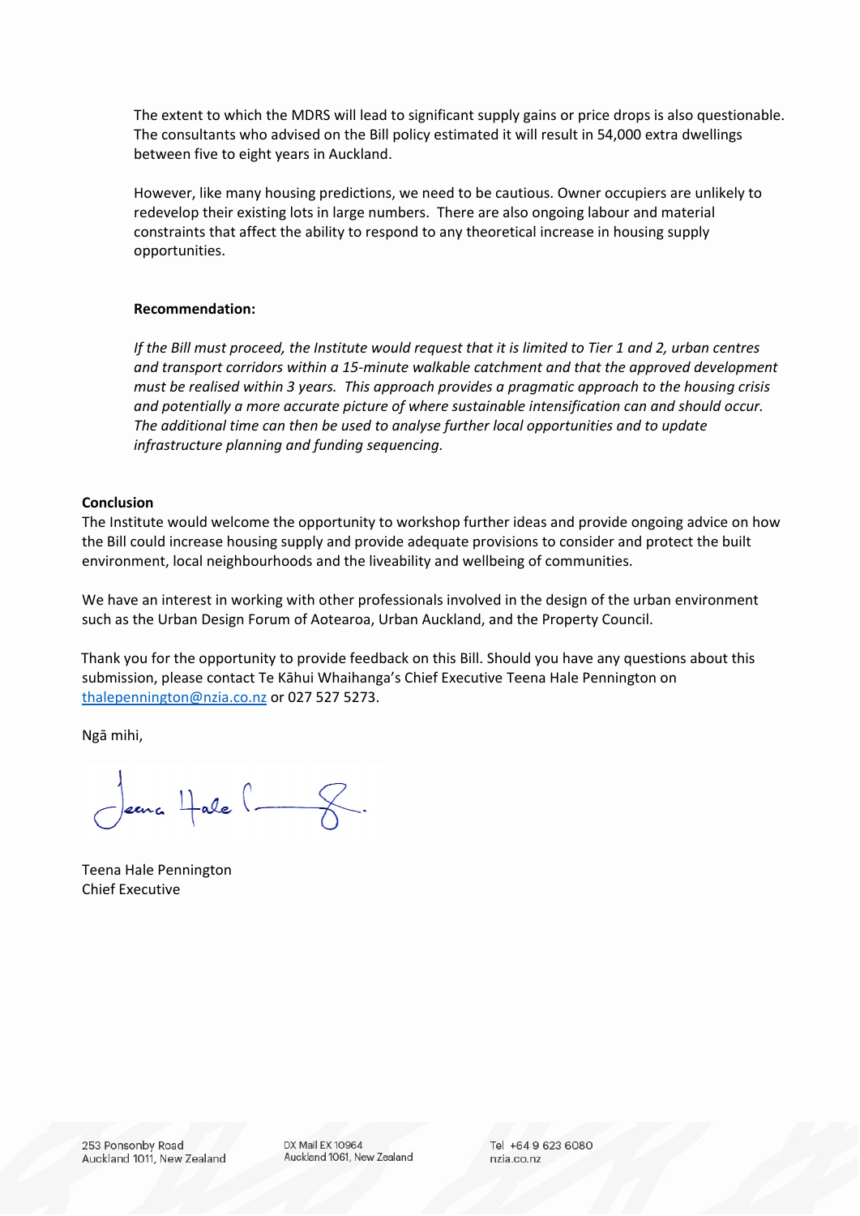The extent to which the MDRS will lead to significant supply gains or price drops is also questionable. The consultants who advised on the Bill policy estimated it will result in 54,000 extra dwellings between five to eight years in Auckland.

However, like many housing predictions, we need to be cautious. Owner occupiers are unlikely to redevelop their existing lots in large numbers. There are also ongoing labour and material constraints that affect the ability to respond to any theoretical increase in housing supply opportunities.

**Recommendation:**

*If the Bill must proceed, the Institute would request that it is limited to Tier 1 and 2, urban centres and transport corridors within a 15-minute walkable catchment and that the approved development must be realised within 3 years. This approach provides a pragmatic approach to the housing crisis and potentially a more accurate picture of where sustainable intensification can and should occur. The additional time can then be used to analyse further local opportunities and to update infrastructure planning and funding sequencing.*

**Conclusion**

The Institute would welcome the opportunity to workshop further ideas and provide ongoing advice on how the Bill could increase housing supply and provide adequate provisions to consider and protect the built environment, local neighbourhoods and the liveability and wellbeing of communities.

We have an interest in working with other professionals involved in the design of the urban environment such as the Urban Design Forum of Aotearoa, Urban Auckland, and the Property Council.

Thank you for the opportunity to provide feedback on this Bill. Should you have any questions about this submission, please contact Te Kāhui Whaihanga's Chief Executive Teena Hale Pennington on thalepennington@nzia.co.nz or 027 527 5273.

Ngā mihi,

Teena Hale Pennington
Chief Executive

253 Ponsonby Road
Auckland 1011, New Zealand

DX Mail EX 10964
Auckland 1061, New Zealand

Tel +64 9 623 6080
nzia.co.nz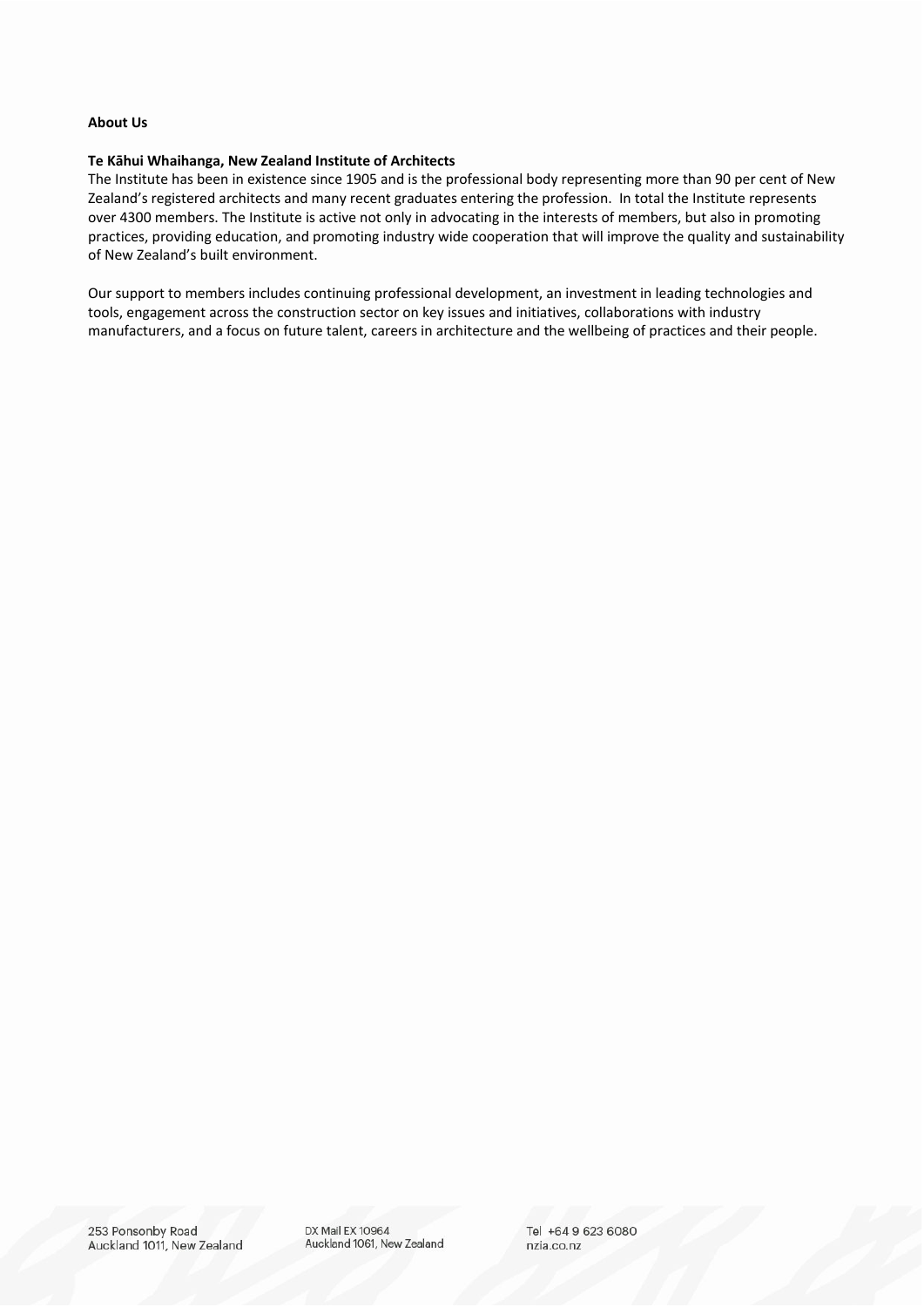**About Us**

**Te Kāhui Whaihanga, New Zealand Institute of Architects**

The Institute has been in existence since 1905 and is the professional body representing more than 90 per cent of New Zealand's registered architects and many recent graduates entering the profession. In total the Institute represents over 4300 members. The Institute is active not only in advocating in the interests of members, but also in promoting practices, providing education, and promoting industry wide cooperation that will improve the quality and sustainability of New Zealand's built environment.

Our support to members includes continuing professional development, an investment in leading technologies and tools, engagement across the construction sector on key issues and initiatives, collaborations with industry manufacturers, and a focus on future talent, careers in architecture and the wellbeing of practices and their people.